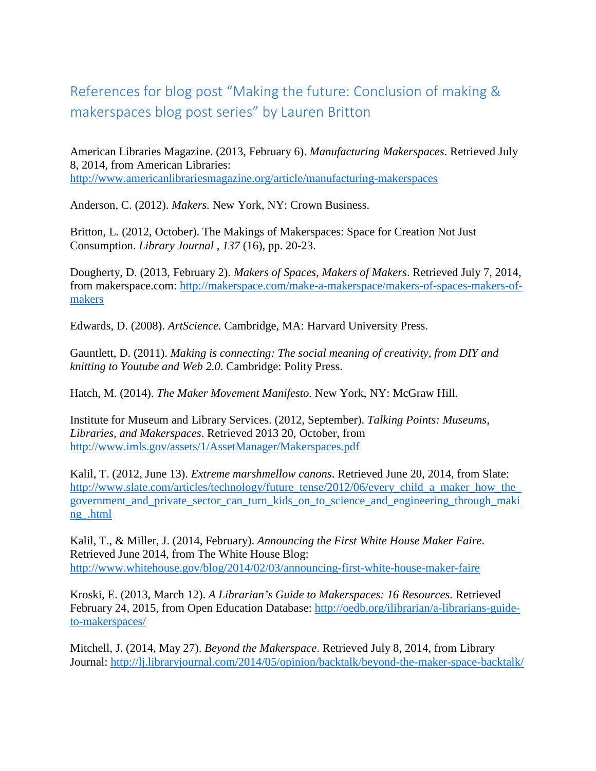# References for blog post "Making the future: Conclusion of making & makerspaces blog post series" by Lauren Britton

American Libraries Magazine. (2013, February 6). *Manufacturing Makerspaces*. Retrieved July 8, 2014, from American Libraries: http://www.americanlibrariesmagazine.org/article/manufacturing-makerspaces

Anderson, C. (2012). *Makers.* New York, NY: Crown Business.

Britton, L. (2012, October). The Makings of Makerspaces: Space for Creation Not Just Consumption. *Library Journal* , *137* (16), pp. 20-23.

Dougherty, D. (2013, February 2). *Makers of Spaces, Makers of Makers*. Retrieved July 7, 2014, from makerspace.com: http://makerspace.com/make-a-makerspace/makers-of-spaces-makers-of-makers

Edwards, D. (2008). *ArtScience.* Cambridge, MA: Harvard University Press.

Gauntlett, D. (2011). *Making is connecting: The social meaning of creativity, from DIY and knitting to Youtube and Web 2.0.* Cambridge: Polity Press.

Hatch, M. (2014). *The Maker Movement Manifesto.* New York, NY: McGraw Hill.

Institute for Museum and Library Services. (2012, September). *Talking Points: Museums, Libraries, and Makerspaces*. Retrieved 2013 20, October, from http://www.imls.gov/assets/1/AssetManager/Makerspaces.pdf

Kalil, T. (2012, June 13). *Extreme marshmellow canons*. Retrieved June 20, 2014, from Slate: http://www.slate.com/articles/technology/future_tense/2012/06/every_child_a_maker_how_the_government_and_private_sector_can_turn_kids_on_to_science_and_engineering_through_making_.html

Kalil, T., & Miller, J. (2014, February). *Announcing the First White House Maker Faire*. Retrieved June 2014, from The White House Blog: http://www.whitehouse.gov/blog/2014/02/03/announcing-first-white-house-maker-faire

Kroski, E. (2013, March 12). *A Librarian's Guide to Makerspaces: 16 Resources*. Retrieved February 24, 2015, from Open Education Database: http://oedb.org/ilibrarian/a-librarians-guide-to-makerspaces/

Mitchell, J. (2014, May 27). *Beyond the Makerspace*. Retrieved July 8, 2014, from Library Journal: http://lj.libraryjournal.com/2014/05/opinion/backtalk/beyond-the-maker-space-backtalk/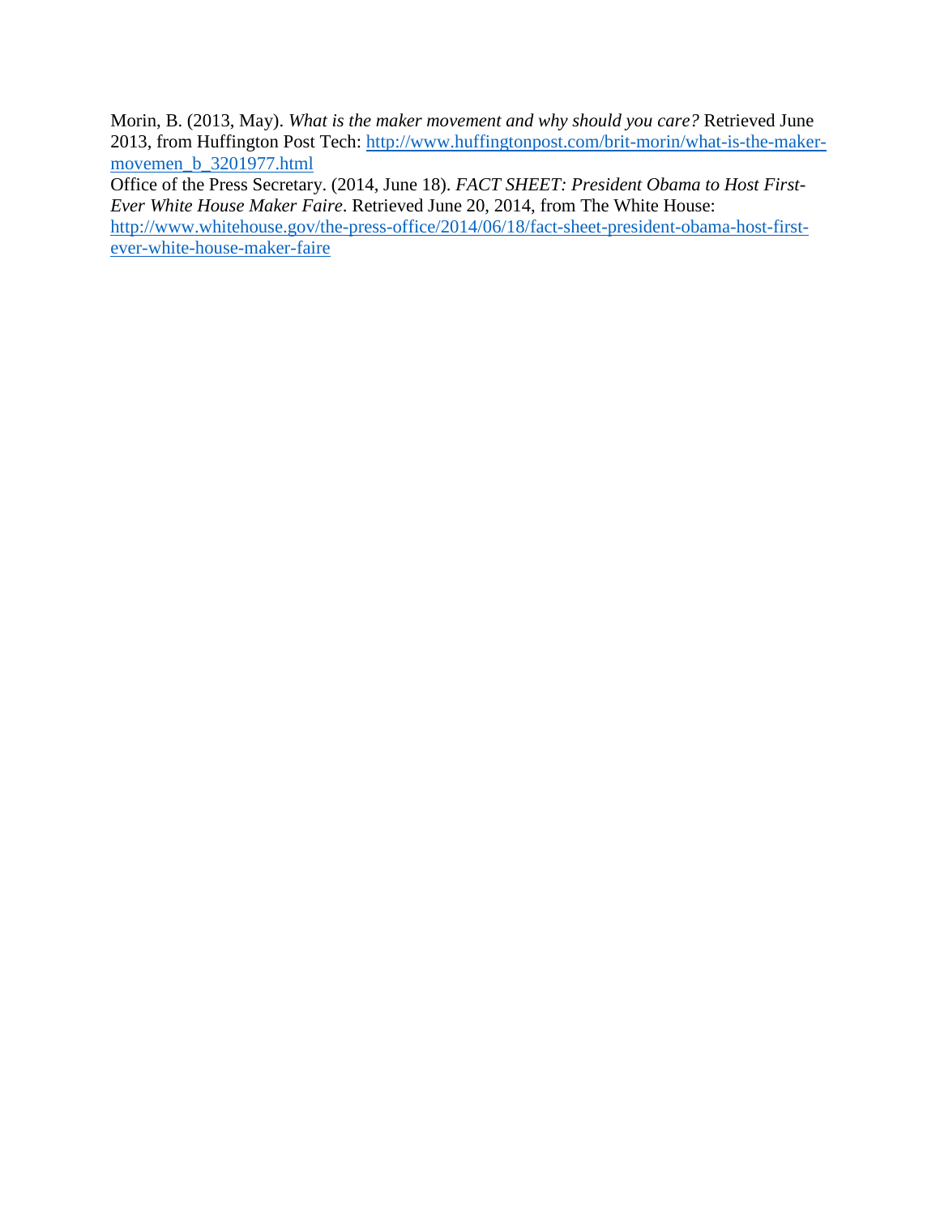Morin, B. (2013, May). *What is the maker movement and why should you care?* Retrieved June 2013, from Huffington Post Tech: http://www.huffingtonpost.com/brit-morin/what-is-the-maker-movemen_b_3201977.html

Office of the Press Secretary. (2014, June 18). *FACT SHEET: President Obama to Host First-Ever White House Maker Faire*. Retrieved June 20, 2014, from The White House: http://www.whitehouse.gov/the-press-office/2014/06/18/fact-sheet-president-obama-host-first-ever-white-house-maker-faire